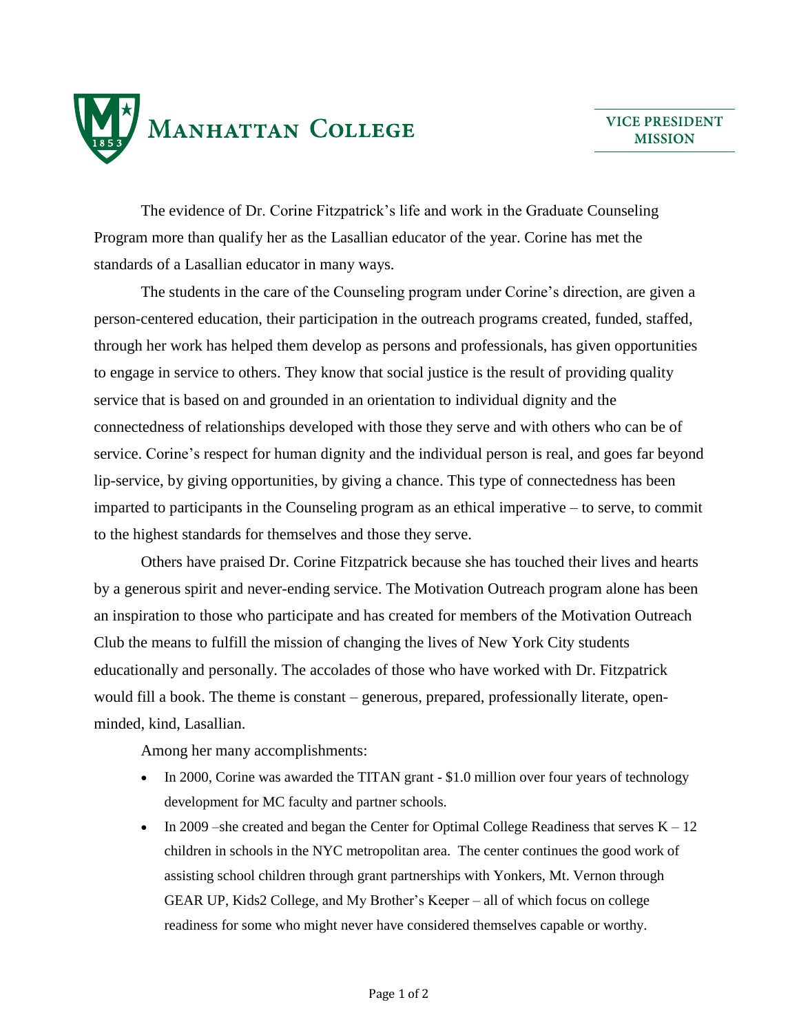**MANHATTAN COLLEGE**

**VICE PRESIDENT MISSION**

The evidence of Dr. Corine Fitzpatrick's life and work in the Graduate Counseling Program more than qualify her as the Lasallian educator of the year. Corine has met the standards of a Lasallian educator in many ways.

The students in the care of the Counseling program under Corine's direction, are given a person-centered education, their participation in the outreach programs created, funded, staffed, through her work has helped them develop as persons and professionals, has given opportunities to engage in service to others. They know that social justice is the result of providing quality service that is based on and grounded in an orientation to individual dignity and the connectedness of relationships developed with those they serve and with others who can be of service. Corine's respect for human dignity and the individual person is real, and goes far beyond lip-service, by giving opportunities, by giving a chance. This type of connectedness has been imparted to participants in the Counseling program as an ethical imperative – to serve, to commit to the highest standards for themselves and those they serve.

Others have praised Dr. Corine Fitzpatrick because she has touched their lives and hearts by a generous spirit and never-ending service. The Motivation Outreach program alone has been an inspiration to those who participate and has created for members of the Motivation Outreach Club the means to fulfill the mission of changing the lives of New York City students educationally and personally. The accolades of those who have worked with Dr. Fitzpatrick would fill a book. The theme is constant – generous, prepared, professionally literate, open-minded, kind, Lasallian.

Among her many accomplishments:

- In 2000, Corine was awarded the TITAN grant - $1.0 million over four years of technology development for MC faculty and partner schools.
- In 2009 –she created and began the Center for Optimal College Readiness that serves K – 12 children in schools in the NYC metropolitan area. The center continues the good work of assisting school children through grant partnerships with Yonkers, Mt. Vernon through GEAR UP, Kids2 College, and My Brother's Keeper – all of which focus on college readiness for some who might never have considered themselves capable or worthy.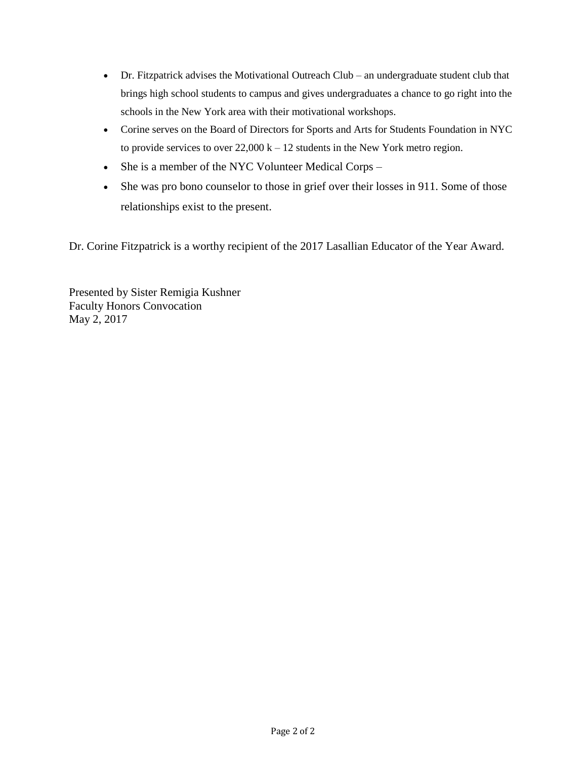- Dr. Fitzpatrick advises the Motivational Outreach Club – an undergraduate student club that brings high school students to campus and gives undergraduates a chance to go right into the schools in the New York area with their motivational workshops.
- Corine serves on the Board of Directors for Sports and Arts for Students Foundation in NYC to provide services to over 22,000 k – 12 students in the New York metro region.
- She is a member of the NYC Volunteer Medical Corps –
- She was pro bono counselor to those in grief over their losses in 911. Some of those relationships exist to the present.

Dr. Corine Fitzpatrick is a worthy recipient of the 2017 Lasallian Educator of the Year Award.

Presented by Sister Remigia Kushner  
Faculty Honors Convocation  
May 2, 2017